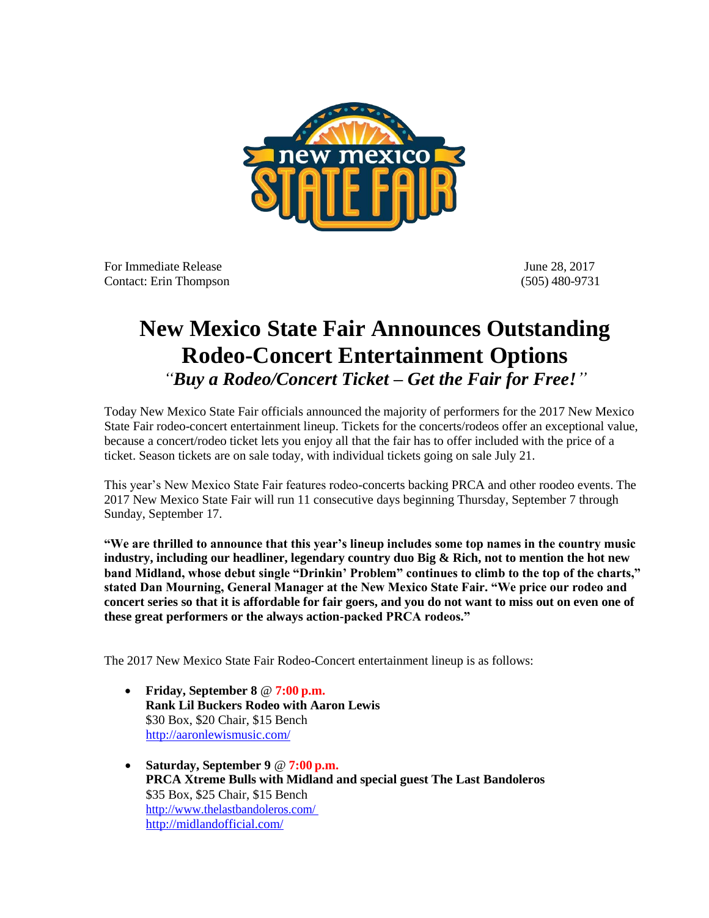For Immediate Release June 28, 2017
Contact: Erin Thompson (505) 480-9731

# New Mexico State Fair Announces Outstanding Rodeo-Concert Entertainment Options

***"Buy a Rodeo/Concert Ticket – Get the Fair for Free!"***

Today New Mexico State Fair officials announced the majority of performers for the 2017 New Mexico State Fair rodeo-concert entertainment lineup. Tickets for the concerts/rodeos offer an exceptional value, because a concert/rodeo ticket lets you enjoy all that the fair has to offer included with the price of a ticket. Season tickets are on sale today, with individual tickets going on sale July 21.

This year's New Mexico State Fair features rodeo-concerts backing PRCA and other roodeo events. The 2017 New Mexico State Fair will run 11 consecutive days beginning Thursday, September 7 through Sunday, September 17.

**"We are thrilled to announce that this year's lineup includes some top names in the country music industry, including our headliner, legendary country duo Big & Rich, not to mention the hot new band Midland, whose debut single "Drinkin' Problem" continues to climb to the top of the charts," stated Dan Mourning, General Manager at the New Mexico State Fair. "We price our rodeo and concert series so that it is affordable for fair goers, and you do not want to miss out on even one of these great performers or the always action-packed PRCA rodeos."**

The 2017 New Mexico State Fair Rodeo-Concert entertainment lineup is as follows:

- **Friday, September 8 @ 7:00 p.m.**
  **Rank Lil Buckers Rodeo with Aaron Lewis**
  $30 Box, $20 Chair, $15 Bench
  http://aaronlewismusic.com/

- **Saturday, September 9 @ 7:00 p.m.**
  **PRCA Xtreme Bulls with Midland and special guest The Last Bandoleros**
  $35 Box, $25 Chair, $15 Bench
  http://www.thelastbandoleros.com/
  http://midlandofficial.com/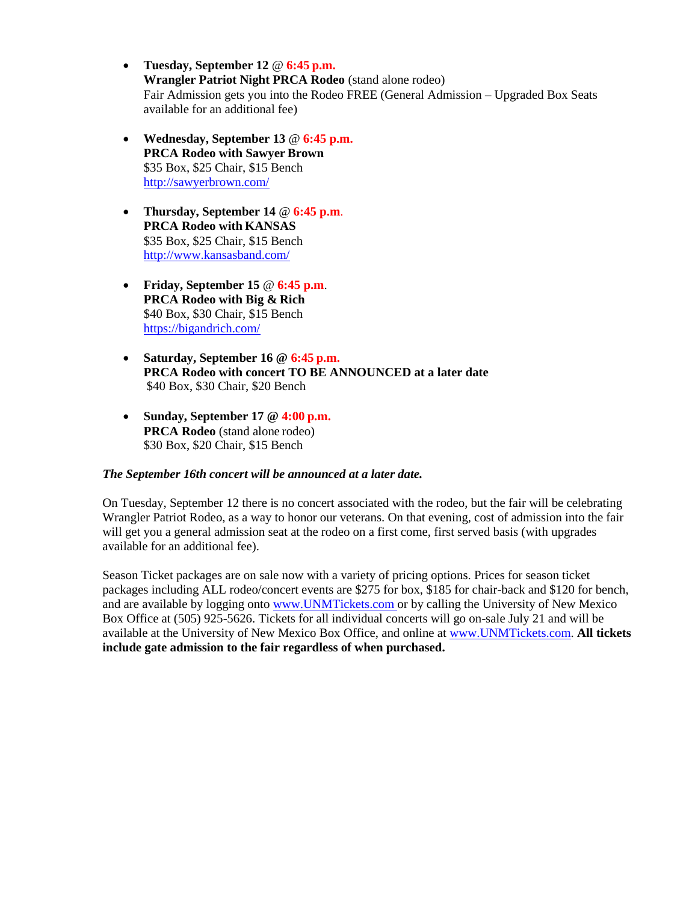- **Tuesday, September 12** @ **6:45 p.m.**
  **Wrangler Patriot Night PRCA Rodeo** (stand alone rodeo)
  Fair Admission gets you into the Rodeo FREE (General Admission – Upgraded Box Seats available for an additional fee)

- **Wednesday, September 13** @ **6:45 p.m.**
  **PRCA Rodeo with Sawyer Brown**
  $35 Box, $25 Chair, $15 Bench
  http://sawyerbrown.com/

- **Thursday, September 14** @ **6:45 p.m**.
  **PRCA Rodeo with KANSAS**
  $35 Box, $25 Chair, $15 Bench
  http://www.kansasband.com/

- **Friday, September 15** @ **6:45 p.m**.
  **PRCA Rodeo with Big & Rich**
  $40 Box, $30 Chair, $15 Bench
  https://bigandrich.com/

- **Saturday, September 16 @ 6:45 p.m.**
  **PRCA Rodeo with concert TO BE ANNOUNCED at a later date**
  $40 Box, $30 Chair, $20 Bench

- **Sunday, September 17 @ 4:00 p.m.**
  **PRCA Rodeo** (stand alone rodeo)
  $30 Box, $20 Chair, $15 Bench

***The September 16th concert will be announced at a later date.***

On Tuesday, September 12 there is no concert associated with the rodeo, but the fair will be celebrating Wrangler Patriot Rodeo, as a way to honor our veterans. On that evening, cost of admission into the fair will get you a general admission seat at the rodeo on a first come, first served basis (with upgrades available for an additional fee).

Season Ticket packages are on sale now with a variety of pricing options. Prices for season ticket packages including ALL rodeo/concert events are $275 for box, $185 for chair-back and $120 for bench, and are available by logging onto www.UNMTickets.com or by calling the University of New Mexico Box Office at (505) 925-5626. Tickets for all individual concerts will go on-sale July 21 and will be available at the University of New Mexico Box Office, and online at www.UNMTickets.com. **All tickets include gate admission to the fair regardless of when purchased.**